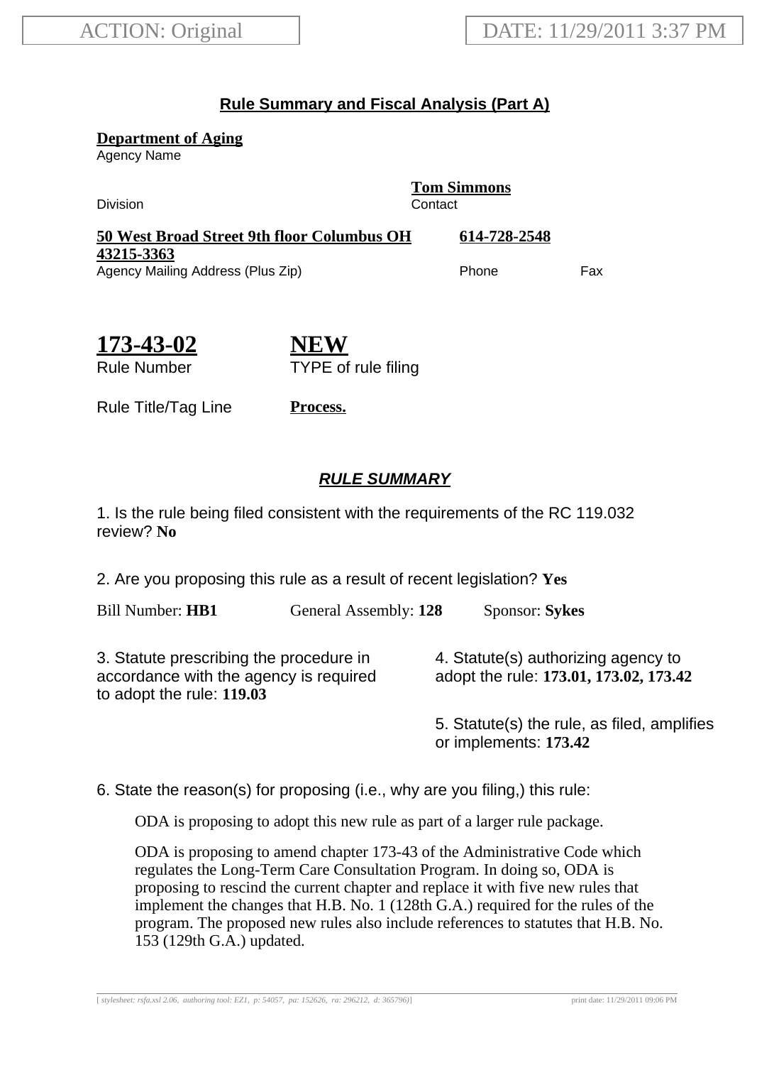ACTION: Original

DATE: 11/29/2011 3:37 PM

## Rule Summary and Fiscal Analysis (Part A)

**Department of Aging**
Agency Name

Division

**Tom Simmons**
Contact

**50 West Broad Street 9th floor Columbus OH 43215-3363**
Agency Mailing Address (Plus Zip)

**614-728-2548**
Phone

Fax

**173-43-02**
Rule Number

**NEW**
TYPE of rule filing

Rule Title/Tag Line **Process.**

### *RULE SUMMARY*

1. Is the rule being filed consistent with the requirements of the RC 119.032 review? **No**

2. Are you proposing this rule as a result of recent legislation? **Yes**

Bill Number: **HB1** General Assembly: **128** Sponsor: **Sykes**

3. Statute prescribing the procedure in accordance with the agency is required to adopt the rule: **119.03**

4. Statute(s) authorizing agency to adopt the rule: **173.01, 173.02, 173.42**

5. Statute(s) the rule, as filed, amplifies or implements: **173.42**

6. State the reason(s) for proposing (i.e., why are you filing,) this rule:

ODA is proposing to adopt this new rule as part of a larger rule package.

ODA is proposing to amend chapter 173-43 of the Administrative Code which regulates the Long-Term Care Consultation Program. In doing so, ODA is proposing to rescind the current chapter and replace it with five new rules that implement the changes that H.B. No. 1 (128th G.A.) required for the rules of the program. The proposed new rules also include references to statutes that H.B. No. 153 (129th G.A.) updated.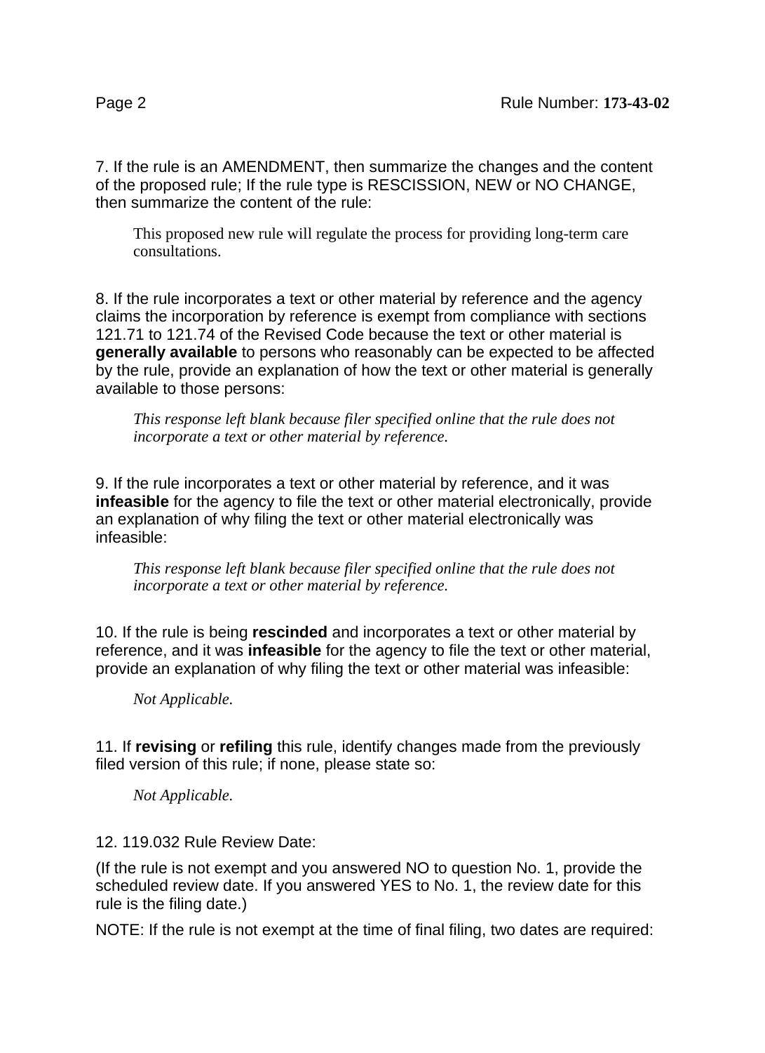7. If the rule is an AMENDMENT, then summarize the changes and the content of the proposed rule; If the rule type is RESCISSION, NEW or NO CHANGE, then summarize the content of the rule:

This proposed new rule will regulate the process for providing long-term care consultations.

8. If the rule incorporates a text or other material by reference and the agency claims the incorporation by reference is exempt from compliance with sections 121.71 to 121.74 of the Revised Code because the text or other material is **generally available** to persons who reasonably can be expected to be affected by the rule, provide an explanation of how the text or other material is generally available to those persons:

*This response left blank because filer specified online that the rule does not incorporate a text or other material by reference.*

9. If the rule incorporates a text or other material by reference, and it was **infeasible** for the agency to file the text or other material electronically, provide an explanation of why filing the text or other material electronically was infeasible:

*This response left blank because filer specified online that the rule does not incorporate a text or other material by reference.*

10. If the rule is being **rescinded** and incorporates a text or other material by reference, and it was **infeasible** for the agency to file the text or other material, provide an explanation of why filing the text or other material was infeasible:

*Not Applicable.*

11. If **revising** or **refiling** this rule, identify changes made from the previously filed version of this rule; if none, please state so:

*Not Applicable.*

12. 119.032 Rule Review Date:

(If the rule is not exempt and you answered NO to question No. 1, provide the scheduled review date. If you answered YES to No. 1, the review date for this rule is the filing date.)

NOTE: If the rule is not exempt at the time of final filing, two dates are required: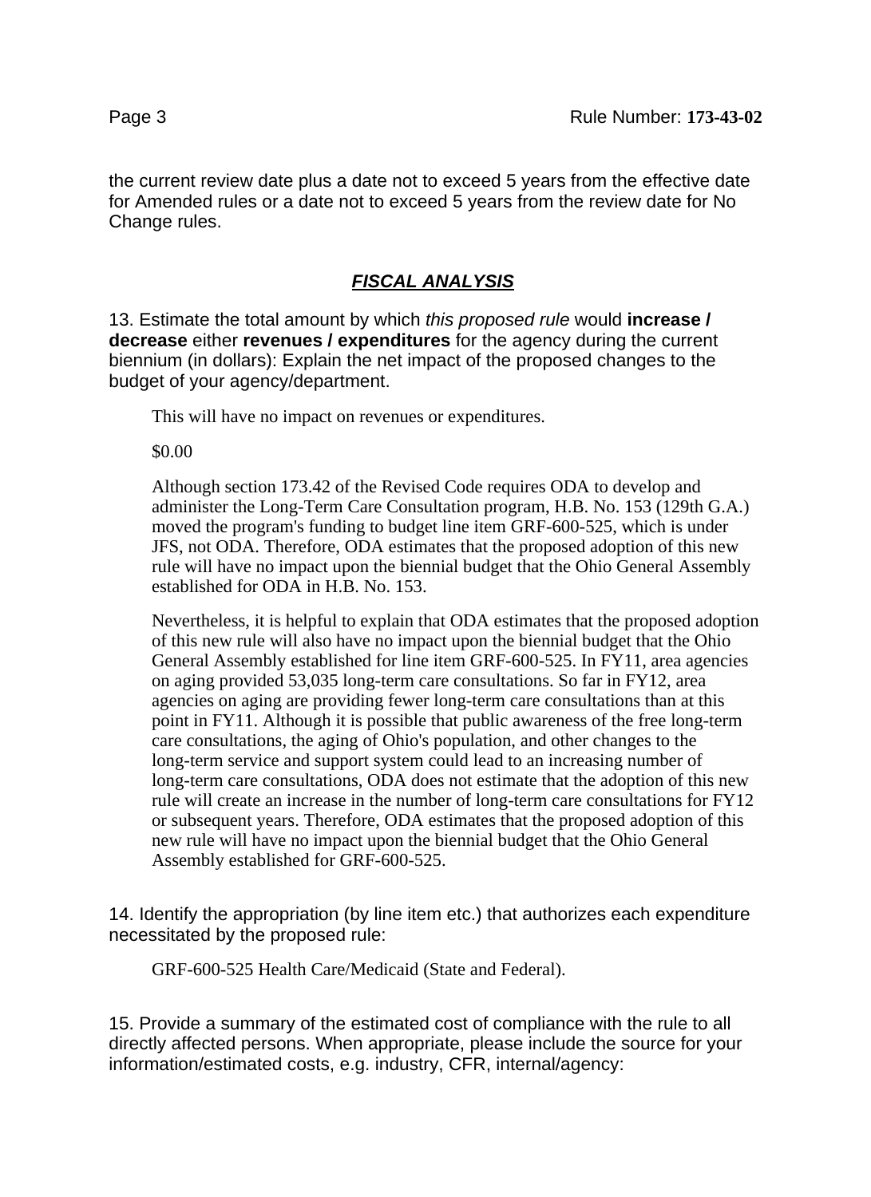the current review date plus a date not to exceed 5 years from the effective date for Amended rules or a date not to exceed 5 years from the review date for No Change rules.

## ***FISCAL ANALYSIS***

13. Estimate the total amount by which *this proposed rule* would **increase / decrease** either **revenues / expenditures** for the agency during the current biennium (in dollars): Explain the net impact of the proposed changes to the budget of your agency/department.

This will have no impact on revenues or expenditures.

$0.00

Although section 173.42 of the Revised Code requires ODA to develop and administer the Long-Term Care Consultation program, H.B. No. 153 (129th G.A.) moved the program's funding to budget line item GRF-600-525, which is under JFS, not ODA. Therefore, ODA estimates that the proposed adoption of this new rule will have no impact upon the biennial budget that the Ohio General Assembly established for ODA in H.B. No. 153.

Nevertheless, it is helpful to explain that ODA estimates that the proposed adoption of this new rule will also have no impact upon the biennial budget that the Ohio General Assembly established for line item GRF-600-525. In FY11, area agencies on aging provided 53,035 long-term care consultations. So far in FY12, area agencies on aging are providing fewer long-term care consultations than at this point in FY11. Although it is possible that public awareness of the free long-term care consultations, the aging of Ohio's population, and other changes to the long-term service and support system could lead to an increasing number of long-term care consultations, ODA does not estimate that the adoption of this new rule will create an increase in the number of long-term care consultations for FY12 or subsequent years. Therefore, ODA estimates that the proposed adoption of this new rule will have no impact upon the biennial budget that the Ohio General Assembly established for GRF-600-525.

14. Identify the appropriation (by line item etc.) that authorizes each expenditure necessitated by the proposed rule:

GRF-600-525 Health Care/Medicaid (State and Federal).

15. Provide a summary of the estimated cost of compliance with the rule to all directly affected persons. When appropriate, please include the source for your information/estimated costs, e.g. industry, CFR, internal/agency: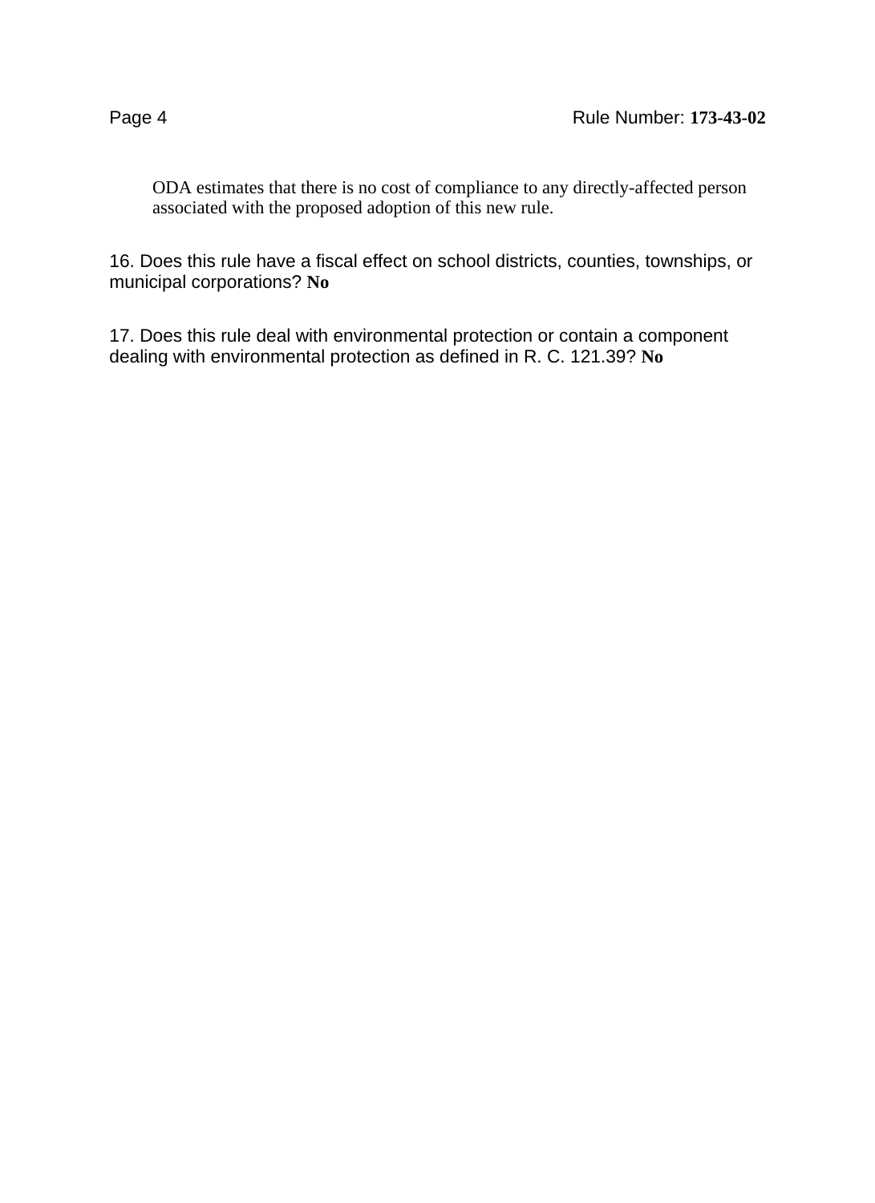ODA estimates that there is no cost of compliance to any directly-affected person associated with the proposed adoption of this new rule.

16. Does this rule have a fiscal effect on school districts, counties, townships, or municipal corporations? **No**

17. Does this rule deal with environmental protection or contain a component dealing with environmental protection as defined in R. C. 121.39? **No**